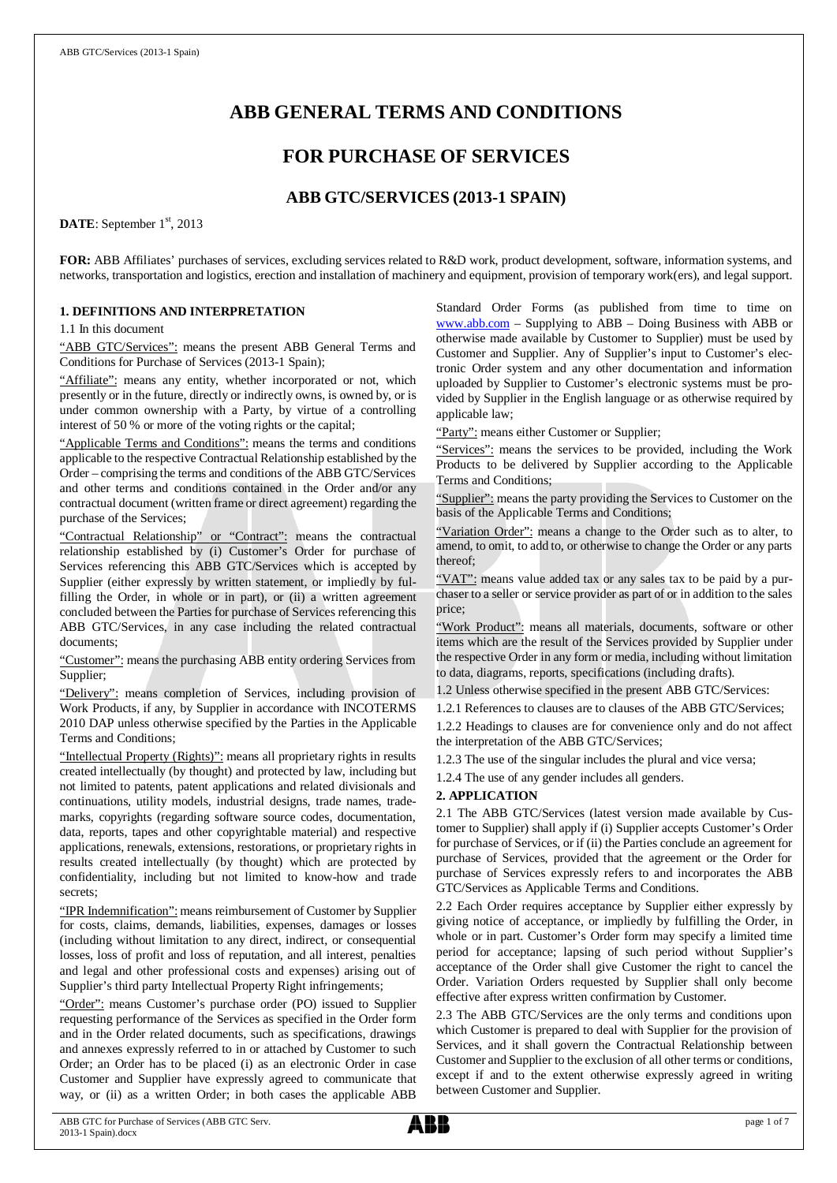# ABB GENERAL TERMS AND CONDITIONS

## FOR PURCHASE OF SERVICES

### ABB GTC/SERVICES (2013-1 SPAIN)

**DATE**: September 1st, 2013

**FOR:** ABB Affiliates' purchases of services, excluding services related to R&D work, product development, software, information systems, and networks, transportation and logistics, erection and installation of machinery and equipment, provision of temporary work(ers), and legal support.

**1. DEFINITIONS AND INTERPRETATION**

1.1 In this document

"ABB GTC/Services": means the present ABB General Terms and Conditions for Purchase of Services (2013-1 Spain);

"Affiliate": means any entity, whether incorporated or not, which presently or in the future, directly or indirectly owns, is owned by, or is under common ownership with a Party, by virtue of a controlling interest of 50 % or more of the voting rights or the capital;

"Applicable Terms and Conditions": means the terms and conditions applicable to the respective Contractual Relationship established by the Order – comprising the terms and conditions of the ABB GTC/Services and other terms and conditions contained in the Order and/or any contractual document (written frame or direct agreement) regarding the purchase of the Services;

"Contractual Relationship" or "Contract": means the contractual relationship established by (i) Customer's Order for purchase of Services referencing this ABB GTC/Services which is accepted by Supplier (either expressly by written statement, or impliedly by fulfilling the Order, in whole or in part), or (ii) a written agreement concluded between the Parties for purchase of Services referencing this ABB GTC/Services, in any case including the related contractual documents;

"Customer": means the purchasing ABB entity ordering Services from Supplier;

"Delivery": means completion of Services, including provision of Work Products, if any, by Supplier in accordance with INCOTERMS 2010 DAP unless otherwise specified by the Parties in the Applicable Terms and Conditions;

"Intellectual Property (Rights)": means all proprietary rights in results created intellectually (by thought) and protected by law, including but not limited to patents, patent applications and related divisionals and continuations, utility models, industrial designs, trade names, trademarks, copyrights (regarding software source codes, documentation, data, reports, tapes and other copyrightable material) and respective applications, renewals, extensions, restorations, or proprietary rights in results created intellectually (by thought) which are protected by confidentiality, including but not limited to know-how and trade secrets;

"IPR Indemnification": means reimbursement of Customer by Supplier for costs, claims, demands, liabilities, expenses, damages or losses (including without limitation to any direct, indirect, or consequential losses, loss of profit and loss of reputation, and all interest, penalties and legal and other professional costs and expenses) arising out of Supplier's third party Intellectual Property Right infringements;

"Order": means Customer's purchase order (PO) issued to Supplier requesting performance of the Services as specified in the Order form and in the Order related documents, such as specifications, drawings and annexes expressly referred to in or attached by Customer to such Order; an Order has to be placed (i) as an electronic Order in case Customer and Supplier have expressly agreed to communicate that way, or (ii) as a written Order; in both cases the applicable ABB Standard Order Forms (as published from time to time on www.abb.com – Supplying to ABB – Doing Business with ABB or otherwise made available by Customer to Supplier) must be used by Customer and Supplier. Any of Supplier's input to Customer's electronic Order system and any other documentation and information uploaded by Supplier to Customer's electronic systems must be provided by Supplier in the English language or as otherwise required by applicable law;

"Party": means either Customer or Supplier;

"Services": means the services to be provided, including the Work Products to be delivered by Supplier according to the Applicable Terms and Conditions;

"Supplier": means the party providing the Services to Customer on the basis of the Applicable Terms and Conditions;

"Variation Order": means a change to the Order such as to alter, to amend, to omit, to add to, or otherwise to change the Order or any parts thereof;

"VAT": means value added tax or any sales tax to be paid by a purchaser to a seller or service provider as part of or in addition to the sales price;

"Work Product": means all materials, documents, software or other items which are the result of the Services provided by Supplier under the respective Order in any form or media, including without limitation to data, diagrams, reports, specifications (including drafts).

1.2 Unless otherwise specified in the present ABB GTC/Services:

1.2.1 References to clauses are to clauses of the ABB GTC/Services;

1.2.2 Headings to clauses are for convenience only and do not affect the interpretation of the ABB GTC/Services;

1.2.3 The use of the singular includes the plural and vice versa;

1.2.4 The use of any gender includes all genders.

**2. APPLICATION**

2.1 The ABB GTC/Services (latest version made available by Customer to Supplier) shall apply if (i) Supplier accepts Customer's Order for purchase of Services, or if (ii) the Parties conclude an agreement for purchase of Services, provided that the agreement or the Order for purchase of Services expressly refers to and incorporates the ABB GTC/Services as Applicable Terms and Conditions.

2.2 Each Order requires acceptance by Supplier either expressly by giving notice of acceptance, or impliedly by fulfilling the Order, in whole or in part. Customer's Order form may specify a limited time period for acceptance; lapsing of such period without Supplier's acceptance of the Order shall give Customer the right to cancel the Order. Variation Orders requested by Supplier shall only become effective after express written confirmation by Customer.

2.3 The ABB GTC/Services are the only terms and conditions upon which Customer is prepared to deal with Supplier for the provision of Services, and it shall govern the Contractual Relationship between Customer and Supplier to the exclusion of all other terms or conditions, except if and to the extent otherwise expressly agreed in writing between Customer and Supplier.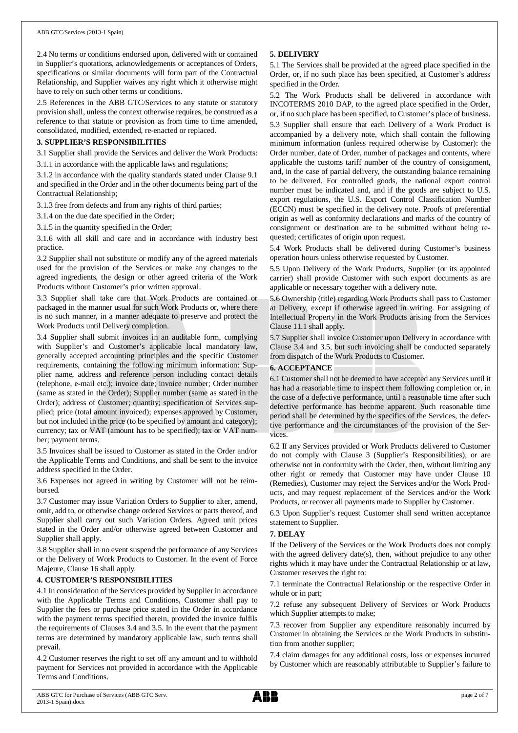2.4 No terms or conditions endorsed upon, delivered with or contained in Supplier's quotations, acknowledgements or acceptances of Orders, specifications or similar documents will form part of the Contractual Relationship, and Supplier waives any right which it otherwise might have to rely on such other terms or conditions.

2.5 References in the ABB GTC/Services to any statute or statutory provision shall, unless the context otherwise requires, be construed as a reference to that statute or provision as from time to time amended, consolidated, modified, extended, re-enacted or replaced.

**3. SUPPLIER'S RESPONSIBILITIES**

3.1 Supplier shall provide the Services and deliver the Work Products:

3.1.1 in accordance with the applicable laws and regulations;

3.1.2 in accordance with the quality standards stated under Clause 9.1 and specified in the Order and in the other documents being part of the Contractual Relationship;

3.1.3 free from defects and from any rights of third parties;

3.1.4 on the due date specified in the Order;

3.1.5 in the quantity specified in the Order;

3.1.6 with all skill and care and in accordance with industry best practice.

3.2 Supplier shall not substitute or modify any of the agreed materials used for the provision of the Services or make any changes to the agreed ingredients, the design or other agreed criteria of the Work Products without Customer's prior written approval.

3.3 Supplier shall take care that Work Products are contained or packaged in the manner usual for such Work Products or, where there is no such manner, in a manner adequate to preserve and protect the Work Products until Delivery completion.

3.4 Supplier shall submit invoices in an auditable form, complying with Supplier's and Customer's applicable local mandatory law, generally accepted accounting principles and the specific Customer requirements, containing the following minimum information: Supplier name, address and reference person including contact details (telephone, e-mail etc.); invoice date; invoice number; Order number (same as stated in the Order); Supplier number (same as stated in the Order); address of Customer; quantity; specification of Services supplied; price (total amount invoiced); expenses approved by Customer, but not included in the price (to be specified by amount and category); currency; tax or VAT (amount has to be specified); tax or VAT number; payment terms.

3.5 Invoices shall be issued to Customer as stated in the Order and/or the Applicable Terms and Conditions, and shall be sent to the invoice address specified in the Order.

3.6 Expenses not agreed in writing by Customer will not be reimbursed.

3.7 Customer may issue Variation Orders to Supplier to alter, amend, omit, add to, or otherwise change ordered Services or parts thereof, and Supplier shall carry out such Variation Orders. Agreed unit prices stated in the Order and/or otherwise agreed between Customer and Supplier shall apply.

3.8 Supplier shall in no event suspend the performance of any Services or the Delivery of Work Products to Customer. In the event of Force Majeure, Clause 16 shall apply.

**4. CUSTOMER'S RESPONSIBILITIES**

4.1 In consideration of the Services provided by Supplier in accordance with the Applicable Terms and Conditions, Customer shall pay to Supplier the fees or purchase price stated in the Order in accordance with the payment terms specified therein, provided the invoice fulfils the requirements of Clauses 3.4 and 3.5. In the event that the payment terms are determined by mandatory applicable law, such terms shall prevail.

4.2 Customer reserves the right to set off any amount and to withhold payment for Services not provided in accordance with the Applicable Terms and Conditions.

**5. DELIVERY**

5.1 The Services shall be provided at the agreed place specified in the Order, or, if no such place has been specified, at Customer's address specified in the Order.

5.2 The Work Products shall be delivered in accordance with INCOTERMS 2010 DAP, to the agreed place specified in the Order, or, if no such place has been specified, to Customer's place of business.

5.3 Supplier shall ensure that each Delivery of a Work Product is accompanied by a delivery note, which shall contain the following minimum information (unless required otherwise by Customer): the Order number, date of Order, number of packages and contents, where applicable the customs tariff number of the country of consignment, and, in the case of partial delivery, the outstanding balance remaining to be delivered. For controlled goods, the national export control number must be indicated and, and if the goods are subject to U.S. export regulations, the U.S. Export Control Classification Number (ECCN) must be specified in the delivery note. Proofs of preferential origin as well as conformity declarations and marks of the country of consignment or destination are to be submitted without being requested; certificates of origin upon request.

5.4 Work Products shall be delivered during Customer's business operation hours unless otherwise requested by Customer.

5.5 Upon Delivery of the Work Products, Supplier (or its appointed carrier) shall provide Customer with such export documents as are applicable or necessary together with a delivery note.

5.6 Ownership (title) regarding Work Products shall pass to Customer at Delivery, except if otherwise agreed in writing. For assigning of Intellectual Property in the Work Products arising from the Services Clause 11.1 shall apply.

5.7 Supplier shall invoice Customer upon Delivery in accordance with Clause 3.4 and 3.5, but such invoicing shall be conducted separately from dispatch of the Work Products to Customer.

**6. ACCEPTANCE**

6.1 Customer shall not be deemed to have accepted any Services until it has had a reasonable time to inspect them following completion or, in the case of a defective performance, until a reasonable time after such defective performance has become apparent. Such reasonable time period shall be determined by the specifics of the Services, the defective performance and the circumstances of the provision of the Services.

6.2 If any Services provided or Work Products delivered to Customer do not comply with Clause 3 (Supplier's Responsibilities), or are otherwise not in conformity with the Order, then, without limiting any other right or remedy that Customer may have under Clause 10 (Remedies), Customer may reject the Services and/or the Work Products, and may request replacement of the Services and/or the Work Products, or recover all payments made to Supplier by Customer.

6.3 Upon Supplier's request Customer shall send written acceptance statement to Supplier.

**7. DELAY**

If the Delivery of the Services or the Work Products does not comply with the agreed delivery date(s), then, without prejudice to any other rights which it may have under the Contractual Relationship or at law, Customer reserves the right to:

7.1 terminate the Contractual Relationship or the respective Order in whole or in part;

7.2 refuse any subsequent Delivery of Services or Work Products which Supplier attempts to make;

7.3 recover from Supplier any expenditure reasonably incurred by Customer in obtaining the Services or the Work Products in substitution from another supplier;

7.4 claim damages for any additional costs, loss or expenses incurred by Customer which are reasonably attributable to Supplier's failure to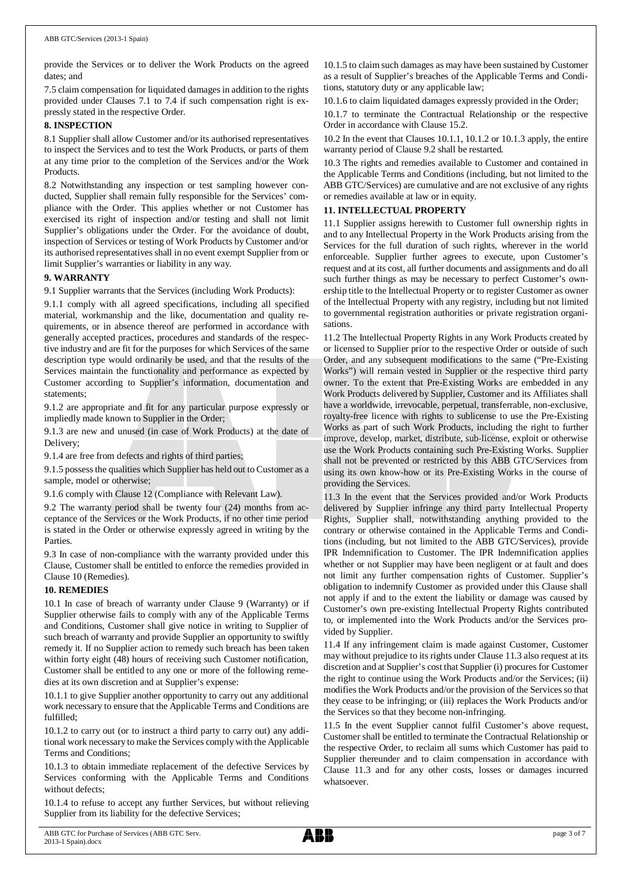provide the Services or to deliver the Work Products on the agreed dates; and

7.5 claim compensation for liquidated damages in addition to the rights provided under Clauses 7.1 to 7.4 if such compensation right is expressly stated in the respective Order.

**8. INSPECTION**

8.1 Supplier shall allow Customer and/or its authorised representatives to inspect the Services and to test the Work Products, or parts of them at any time prior to the completion of the Services and/or the Work Products.

8.2 Notwithstanding any inspection or test sampling however conducted, Supplier shall remain fully responsible for the Services' compliance with the Order. This applies whether or not Customer has exercised its right of inspection and/or testing and shall not limit Supplier's obligations under the Order. For the avoidance of doubt, inspection of Services or testing of Work Products by Customer and/or its authorised representatives shall in no event exempt Supplier from or limit Supplier's warranties or liability in any way.

**9. WARRANTY**

9.1 Supplier warrants that the Services (including Work Products):

9.1.1 comply with all agreed specifications, including all specified material, workmanship and the like, documentation and quality requirements, or in absence thereof are performed in accordance with generally accepted practices, procedures and standards of the respective industry and are fit for the purposes for which Services of the same description type would ordinarily be used, and that the results of the Services maintain the functionality and performance as expected by Customer according to Supplier's information, documentation and statements;

9.1.2 are appropriate and fit for any particular purpose expressly or impliedly made known to Supplier in the Order;

9.1.3 are new and unused (in case of Work Products) at the date of Delivery;

9.1.4 are free from defects and rights of third parties;

9.1.5 possess the qualities which Supplier has held out to Customer as a sample, model or otherwise;

9.1.6 comply with Clause 12 (Compliance with Relevant Law).

9.2 The warranty period shall be twenty four (24) months from acceptance of the Services or the Work Products, if no other time period is stated in the Order or otherwise expressly agreed in writing by the Parties.

9.3 In case of non-compliance with the warranty provided under this Clause, Customer shall be entitled to enforce the remedies provided in Clause 10 (Remedies).

**10. REMEDIES**

10.1 In case of breach of warranty under Clause 9 (Warranty) or if Supplier otherwise fails to comply with any of the Applicable Terms and Conditions, Customer shall give notice in writing to Supplier of such breach of warranty and provide Supplier an opportunity to swiftly remedy it. If no Supplier action to remedy such breach has been taken within forty eight (48) hours of receiving such Customer notification, Customer shall be entitled to any one or more of the following remedies at its own discretion and at Supplier's expense:

10.1.1 to give Supplier another opportunity to carry out any additional work necessary to ensure that the Applicable Terms and Conditions are fulfilled;

10.1.2 to carry out (or to instruct a third party to carry out) any additional work necessary to make the Services comply with the Applicable Terms and Conditions;

10.1.3 to obtain immediate replacement of the defective Services by Services conforming with the Applicable Terms and Conditions without defects;

10.1.4 to refuse to accept any further Services, but without relieving Supplier from its liability for the defective Services;

10.1.5 to claim such damages as may have been sustained by Customer as a result of Supplier's breaches of the Applicable Terms and Conditions, statutory duty or any applicable law;

10.1.6 to claim liquidated damages expressly provided in the Order;

10.1.7 to terminate the Contractual Relationship or the respective Order in accordance with Clause 15.2.

10.2 In the event that Clauses 10.1.1, 10.1.2 or 10.1.3 apply, the entire warranty period of Clause 9.2 shall be restarted.

10.3 The rights and remedies available to Customer and contained in the Applicable Terms and Conditions (including, but not limited to the ABB GTC/Services) are cumulative and are not exclusive of any rights or remedies available at law or in equity.

**11. INTELLECTUAL PROPERTY**

11.1 Supplier assigns herewith to Customer full ownership rights in and to any Intellectual Property in the Work Products arising from the Services for the full duration of such rights, wherever in the world enforceable. Supplier further agrees to execute, upon Customer's request and at its cost, all further documents and assignments and do all such further things as may be necessary to perfect Customer's ownership title to the Intellectual Property or to register Customer as owner of the Intellectual Property with any registry, including but not limited to governmental registration authorities or private registration organisations.

11.2 The Intellectual Property Rights in any Work Products created by or licensed to Supplier prior to the respective Order or outside of such Order, and any subsequent modifications to the same ("Pre-Existing Works") will remain vested in Supplier or the respective third party owner. To the extent that Pre-Existing Works are embedded in any Work Products delivered by Supplier, Customer and its Affiliates shall have a worldwide, irrevocable, perpetual, transferrable, non-exclusive, royalty-free licence with rights to sublicense to use the Pre-Existing Works as part of such Work Products, including the right to further improve, develop, market, distribute, sub-license, exploit or otherwise use the Work Products containing such Pre-Existing Works. Supplier shall not be prevented or restricted by this ABB GTC/Services from using its own know-how or its Pre-Existing Works in the course of providing the Services.

11.3 In the event that the Services provided and/or Work Products delivered by Supplier infringe any third party Intellectual Property Rights, Supplier shall, notwithstanding anything provided to the contrary or otherwise contained in the Applicable Terms and Conditions (including, but not limited to the ABB GTC/Services), provide IPR Indemnification to Customer. The IPR Indemnification applies whether or not Supplier may have been negligent or at fault and does not limit any further compensation rights of Customer. Supplier's obligation to indemnify Customer as provided under this Clause shall not apply if and to the extent the liability or damage was caused by Customer's own pre-existing Intellectual Property Rights contributed to, or implemented into the Work Products and/or the Services provided by Supplier.

11.4 If any infringement claim is made against Customer, Customer may without prejudice to its rights under Clause 11.3 also request at its discretion and at Supplier's cost that Supplier (i) procures for Customer the right to continue using the Work Products and/or the Services; (ii) modifies the Work Products and/or the provision of the Services so that they cease to be infringing; or (iii) replaces the Work Products and/or the Services so that they become non-infringing.

11.5 In the event Supplier cannot fulfil Customer's above request, Customer shall be entitled to terminate the Contractual Relationship or the respective Order, to reclaim all sums which Customer has paid to Supplier thereunder and to claim compensation in accordance with Clause 11.3 and for any other costs, losses or damages incurred whatsoever.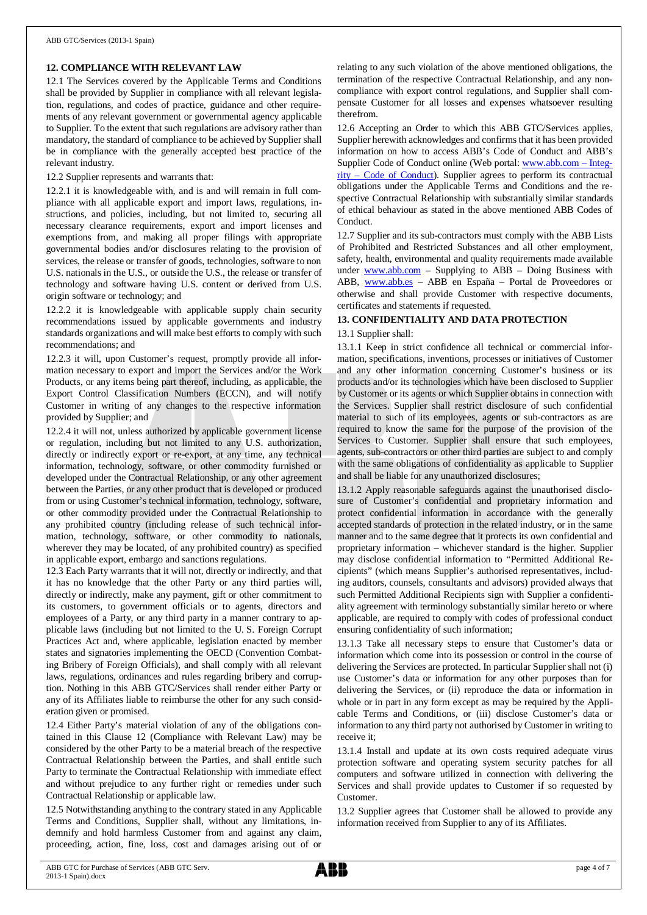## 12. COMPLIANCE WITH RELEVANT LAW

12.1 The Services covered by the Applicable Terms and Conditions shall be provided by Supplier in compliance with all relevant legislation, regulations, and codes of practice, guidance and other requirements of any relevant government or governmental agency applicable to Supplier. To the extent that such regulations are advisory rather than mandatory, the standard of compliance to be achieved by Supplier shall be in compliance with the generally accepted best practice of the relevant industry.

12.2 Supplier represents and warrants that:

12.2.1 it is knowledgeable with, and is and will remain in full compliance with all applicable export and import laws, regulations, instructions, and policies, including, but not limited to, securing all necessary clearance requirements, export and import licenses and exemptions from, and making all proper filings with appropriate governmental bodies and/or disclosures relating to the provision of services, the release or transfer of goods, technologies, software to non U.S. nationals in the U.S., or outside the U.S., the release or transfer of technology and software having U.S. content or derived from U.S. origin software or technology; and

12.2.2 it is knowledgeable with applicable supply chain security recommendations issued by applicable governments and industry standards organizations and will make best efforts to comply with such recommendations; and

12.2.3 it will, upon Customer's request, promptly provide all information necessary to export and import the Services and/or the Work Products, or any items being part thereof, including, as applicable, the Export Control Classification Numbers (ECCN), and will notify Customer in writing of any changes to the respective information provided by Supplier; and

12.2.4 it will not, unless authorized by applicable government license or regulation, including but not limited to any U.S. authorization, directly or indirectly export or re-export, at any time, any technical information, technology, software, or other commodity furnished or developed under the Contractual Relationship, or any other agreement between the Parties, or any other product that is developed or produced from or using Customer's technical information, technology, software, or other commodity provided under the Contractual Relationship to any prohibited country (including release of such technical information, technology, software, or other commodity to nationals, wherever they may be located, of any prohibited country) as specified in applicable export, embargo and sanctions regulations.

12.3 Each Party warrants that it will not, directly or indirectly, and that it has no knowledge that the other Party or any third parties will, directly or indirectly, make any payment, gift or other commitment to its customers, to government officials or to agents, directors and employees of a Party, or any third party in a manner contrary to applicable laws (including but not limited to the U. S. Foreign Corrupt Practices Act and, where applicable, legislation enacted by member states and signatories implementing the OECD (Convention Combating Bribery of Foreign Officials), and shall comply with all relevant laws, regulations, ordinances and rules regarding bribery and corruption. Nothing in this ABB GTC/Services shall render either Party or any of its Affiliates liable to reimburse the other for any such consideration given or promised.

12.4 Either Party's material violation of any of the obligations contained in this Clause 12 (Compliance with Relevant Law) may be considered by the other Party to be a material breach of the respective Contractual Relationship between the Parties, and shall entitle such Party to terminate the Contractual Relationship with immediate effect and without prejudice to any further right or remedies under such Contractual Relationship or applicable law.

12.5 Notwithstanding anything to the contrary stated in any Applicable Terms and Conditions, Supplier shall, without any limitations, indemnify and hold harmless Customer from and against any claim, proceeding, action, fine, loss, cost and damages arising out of or relating to any such violation of the above mentioned obligations, the termination of the respective Contractual Relationship, and any non-compliance with export control regulations, and Supplier shall compensate Customer for all losses and expenses whatsoever resulting therefrom.

12.6 Accepting an Order to which this ABB GTC/Services applies, Supplier herewith acknowledges and confirms that it has been provided information on how to access ABB's Code of Conduct and ABB's Supplier Code of Conduct online (Web portal: [www.abb.com – Integrity – Code of Conduct](www.abb.com)). Supplier agrees to perform its contractual obligations under the Applicable Terms and Conditions and the respective Contractual Relationship with substantially similar standards of ethical behaviour as stated in the above mentioned ABB Codes of Conduct.

12.7 Supplier and its sub-contractors must comply with the ABB Lists of Prohibited and Restricted Substances and all other employment, safety, health, environmental and quality requirements made available under www.abb.com – Supplying to ABB – Doing Business with ABB, www.abb.es – ABB en España – Portal de Proveedores or otherwise and shall provide Customer with respective documents, certificates and statements if requested.

## 13. CONFIDENTIALITY AND DATA PROTECTION

13.1 Supplier shall:

13.1.1 Keep in strict confidence all technical or commercial information, specifications, inventions, processes or initiatives of Customer and any other information concerning Customer's business or its products and/or its technologies which have been disclosed to Supplier by Customer or its agents or which Supplier obtains in connection with the Services. Supplier shall restrict disclosure of such confidential material to such of its employees, agents or sub-contractors as are required to know the same for the purpose of the provision of the Services to Customer. Supplier shall ensure that such employees, agents, sub-contractors or other third parties are subject to and comply with the same obligations of confidentiality as applicable to Supplier and shall be liable for any unauthorized disclosures;

13.1.2 Apply reasonable safeguards against the unauthorised disclosure of Customer's confidential and proprietary information and protect confidential information in accordance with the generally accepted standards of protection in the related industry, or in the same manner and to the same degree that it protects its own confidential and proprietary information – whichever standard is the higher. Supplier may disclose confidential information to "Permitted Additional Recipients" (which means Supplier's authorised representatives, including auditors, counsels, consultants and advisors) provided always that such Permitted Additional Recipients sign with Supplier a confidentiality agreement with terminology substantially similar hereto or where applicable, are required to comply with codes of professional conduct ensuring confidentiality of such information;

13.1.3 Take all necessary steps to ensure that Customer's data or information which come into its possession or control in the course of delivering the Services are protected. In particular Supplier shall not (i) use Customer's data or information for any other purposes than for delivering the Services, or (ii) reproduce the data or information in whole or in part in any form except as may be required by the Applicable Terms and Conditions, or (iii) disclose Customer's data or information to any third party not authorised by Customer in writing to receive it;

13.1.4 Install and update at its own costs required adequate virus protection software and operating system security patches for all computers and software utilized in connection with delivering the Services and shall provide updates to Customer if so requested by Customer.

13.2 Supplier agrees that Customer shall be allowed to provide any information received from Supplier to any of its Affiliates.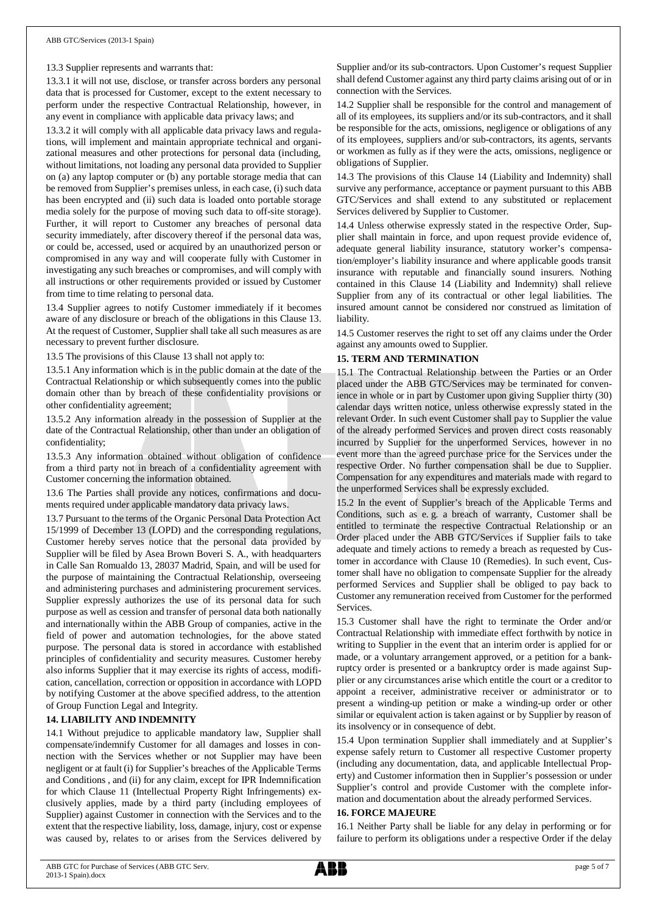13.3 Supplier represents and warrants that:

13.3.1 it will not use, disclose, or transfer across borders any personal data that is processed for Customer, except to the extent necessary to perform under the respective Contractual Relationship, however, in any event in compliance with applicable data privacy laws; and

13.3.2 it will comply with all applicable data privacy laws and regulations, will implement and maintain appropriate technical and organizational measures and other protections for personal data (including, without limitations, not loading any personal data provided to Supplier on (a) any laptop computer or (b) any portable storage media that can be removed from Supplier's premises unless, in each case, (i) such data has been encrypted and (ii) such data is loaded onto portable storage media solely for the purpose of moving such data to off-site storage). Further, it will report to Customer any breaches of personal data security immediately, after discovery thereof if the personal data was, or could be, accessed, used or acquired by an unauthorized person or compromised in any way and will cooperate fully with Customer in investigating any such breaches or compromises, and will comply with all instructions or other requirements provided or issued by Customer from time to time relating to personal data.

13.4 Supplier agrees to notify Customer immediately if it becomes aware of any disclosure or breach of the obligations in this Clause 13. At the request of Customer, Supplier shall take all such measures as are necessary to prevent further disclosure.

13.5 The provisions of this Clause 13 shall not apply to:

13.5.1 Any information which is in the public domain at the date of the Contractual Relationship or which subsequently comes into the public domain other than by breach of these confidentiality provisions or other confidentiality agreement;

13.5.2 Any information already in the possession of Supplier at the date of the Contractual Relationship, other than under an obligation of confidentiality;

13.5.3 Any information obtained without obligation of confidence from a third party not in breach of a confidentiality agreement with Customer concerning the information obtained.

13.6 The Parties shall provide any notices, confirmations and documents required under applicable mandatory data privacy laws.

13.7 Pursuant to the terms of the Organic Personal Data Protection Act 15/1999 of December 13 (LOPD) and the corresponding regulations, Customer hereby serves notice that the personal data provided by Supplier will be filed by Asea Brown Boveri S. A., with headquarters in Calle San Romualdo 13, 28037 Madrid, Spain, and will be used for the purpose of maintaining the Contractual Relationship, overseeing and administering purchases and administering procurement services. Supplier expressly authorizes the use of its personal data for such purpose as well as cession and transfer of personal data both nationally and internationally within the ABB Group of companies, active in the field of power and automation technologies, for the above stated purpose. The personal data is stored in accordance with established principles of confidentiality and security measures. Customer hereby also informs Supplier that it may exercise its rights of access, modification, cancellation, correction or opposition in accordance with LOPD by notifying Customer at the above specified address, to the attention of Group Function Legal and Integrity.

## 14. LIABILITY AND INDEMNITY

14.1 Without prejudice to applicable mandatory law, Supplier shall compensate/indemnify Customer for all damages and losses in connection with the Services whether or not Supplier may have been negligent or at fault (i) for Supplier's breaches of the Applicable Terms and Conditions , and (ii) for any claim, except for IPR Indemnification for which Clause 11 (Intellectual Property Right Infringements) exclusively applies, made by a third party (including employees of Supplier) against Customer in connection with the Services and to the extent that the respective liability, loss, damage, injury, cost or expense was caused by, relates to or arises from the Services delivered by Supplier and/or its sub-contractors. Upon Customer's request Supplier shall defend Customer against any third party claims arising out of or in connection with the Services.

14.2 Supplier shall be responsible for the control and management of all of its employees, its suppliers and/or its sub-contractors, and it shall be responsible for the acts, omissions, negligence or obligations of any of its employees, suppliers and/or sub-contractors, its agents, servants or workmen as fully as if they were the acts, omissions, negligence or obligations of Supplier.

14.3 The provisions of this Clause 14 (Liability and Indemnity) shall survive any performance, acceptance or payment pursuant to this ABB GTC/Services and shall extend to any substituted or replacement Services delivered by Supplier to Customer.

14.4 Unless otherwise expressly stated in the respective Order, Supplier shall maintain in force, and upon request provide evidence of, adequate general liability insurance, statutory worker's compensation/employer's liability insurance and where applicable goods transit insurance with reputable and financially sound insurers. Nothing contained in this Clause 14 (Liability and Indemnity) shall relieve Supplier from any of its contractual or other legal liabilities. The insured amount cannot be considered nor construed as limitation of liability.

14.5 Customer reserves the right to set off any claims under the Order against any amounts owed to Supplier.

## 15. TERM AND TERMINATION

15.1 The Contractual Relationship between the Parties or an Order placed under the ABB GTC/Services may be terminated for convenience in whole or in part by Customer upon giving Supplier thirty (30) calendar days written notice, unless otherwise expressly stated in the relevant Order. In such event Customer shall pay to Supplier the value of the already performed Services and proven direct costs reasonably incurred by Supplier for the unperformed Services, however in no event more than the agreed purchase price for the Services under the respective Order. No further compensation shall be due to Supplier. Compensation for any expenditures and materials made with regard to the unperformed Services shall be expressly excluded.

15.2 In the event of Supplier's breach of the Applicable Terms and Conditions, such as e. g. a breach of warranty, Customer shall be entitled to terminate the respective Contractual Relationship or an Order placed under the ABB GTC/Services if Supplier fails to take adequate and timely actions to remedy a breach as requested by Customer in accordance with Clause 10 (Remedies). In such event, Customer shall have no obligation to compensate Supplier for the already performed Services and Supplier shall be obliged to pay back to Customer any remuneration received from Customer for the performed Services.

15.3 Customer shall have the right to terminate the Order and/or Contractual Relationship with immediate effect forthwith by notice in writing to Supplier in the event that an interim order is applied for or made, or a voluntary arrangement approved, or a petition for a bankruptcy order is presented or a bankruptcy order is made against Supplier or any circumstances arise which entitle the court or a creditor to appoint a receiver, administrative receiver or administrator or to present a winding-up petition or make a winding-up order or other similar or equivalent action is taken against or by Supplier by reason of its insolvency or in consequence of debt.

15.4 Upon termination Supplier shall immediately and at Supplier's expense safely return to Customer all respective Customer property (including any documentation, data, and applicable Intellectual Property) and Customer information then in Supplier's possession or under Supplier's control and provide Customer with the complete information and documentation about the already performed Services.

## 16. FORCE MAJEURE

16.1 Neither Party shall be liable for any delay in performing or for failure to perform its obligations under a respective Order if the delay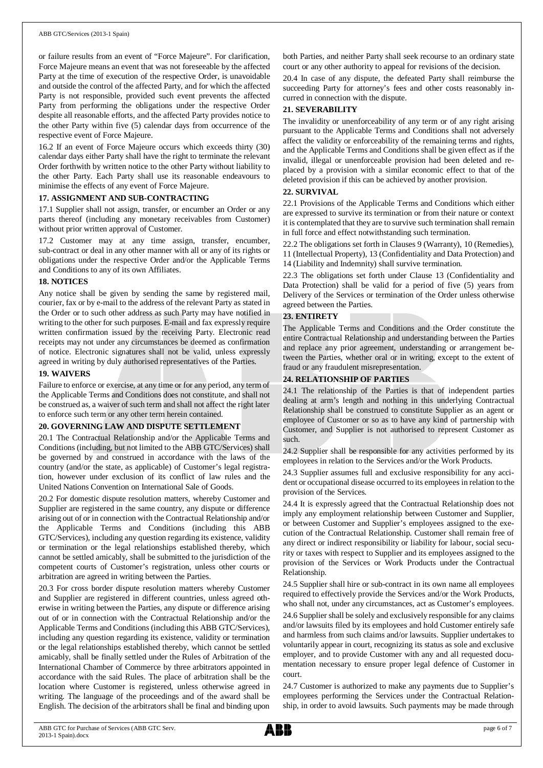or failure results from an event of "Force Majeure". For clarification, Force Majeure means an event that was not foreseeable by the affected Party at the time of execution of the respective Order, is unavoidable and outside the control of the affected Party, and for which the affected Party is not responsible, provided such event prevents the affected Party from performing the obligations under the respective Order despite all reasonable efforts, and the affected Party provides notice to the other Party within five (5) calendar days from occurrence of the respective event of Force Majeure.

16.2 If an event of Force Majeure occurs which exceeds thirty (30) calendar days either Party shall have the right to terminate the relevant Order forthwith by written notice to the other Party without liability to the other Party. Each Party shall use its reasonable endeavours to minimise the effects of any event of Force Majeure.

## 17. ASSIGNMENT AND SUB-CONTRACTING

17.1 Supplier shall not assign, transfer, or encumber an Order or any parts thereof (including any monetary receivables from Customer) without prior written approval of Customer.

17.2 Customer may at any time assign, transfer, encumber, sub-contract or deal in any other manner with all or any of its rights or obligations under the respective Order and/or the Applicable Terms and Conditions to any of its own Affiliates.

## 18. NOTICES

Any notice shall be given by sending the same by registered mail, courier, fax or by e-mail to the address of the relevant Party as stated in the Order or to such other address as such Party may have notified in writing to the other for such purposes. E-mail and fax expressly require written confirmation issued by the receiving Party. Electronic read receipts may not under any circumstances be deemed as confirmation of notice. Electronic signatures shall not be valid, unless expressly agreed in writing by duly authorised representatives of the Parties.

## 19. WAIVERS

Failure to enforce or exercise, at any time or for any period, any term of the Applicable Terms and Conditions does not constitute, and shall not be construed as, a waiver of such term and shall not affect the right later to enforce such term or any other term herein contained.

## 20. GOVERNING LAW AND DISPUTE SETTLEMENT

20.1 The Contractual Relationship and/or the Applicable Terms and Conditions (including, but not limited to the ABB GTC/Services) shall be governed by and construed in accordance with the laws of the country (and/or the state, as applicable) of Customer's legal registration, however under exclusion of its conflict of law rules and the United Nations Convention on International Sale of Goods.

20.2 For domestic dispute resolution matters, whereby Customer and Supplier are registered in the same country, any dispute or difference arising out of or in connection with the Contractual Relationship and/or the Applicable Terms and Conditions (including this ABB GTC/Services), including any question regarding its existence, validity or termination or the legal relationships established thereby, which cannot be settled amicably, shall be submitted to the jurisdiction of the competent courts of Customer's registration, unless other courts or arbitration are agreed in writing between the Parties.

20.3 For cross border dispute resolution matters whereby Customer and Supplier are registered in different countries, unless agreed otherwise in writing between the Parties, any dispute or difference arising out of or in connection with the Contractual Relationship and/or the Applicable Terms and Conditions (including this ABB GTC/Services), including any question regarding its existence, validity or termination or the legal relationships established thereby, which cannot be settled amicably, shall be finally settled under the Rules of Arbitration of the International Chamber of Commerce by three arbitrators appointed in accordance with the said Rules. The place of arbitration shall be the location where Customer is registered, unless otherwise agreed in writing. The language of the proceedings and of the award shall be English. The decision of the arbitrators shall be final and binding upon both Parties, and neither Party shall seek recourse to an ordinary state court or any other authority to appeal for revisions of the decision.

20.4 In case of any dispute, the defeated Party shall reimburse the succeeding Party for attorney's fees and other costs reasonably incurred in connection with the dispute.

## 21. SEVERABILITY

The invalidity or unenforceability of any term or of any right arising pursuant to the Applicable Terms and Conditions shall not adversely affect the validity or enforceability of the remaining terms and rights, and the Applicable Terms and Conditions shall be given effect as if the invalid, illegal or unenforceable provision had been deleted and replaced by a provision with a similar economic effect to that of the deleted provision if this can be achieved by another provision.

## 22. SURVIVAL

22.1 Provisions of the Applicable Terms and Conditions which either are expressed to survive its termination or from their nature or context it is contemplated that they are to survive such termination shall remain in full force and effect notwithstanding such termination.

22.2 The obligations set forth in Clauses 9 (Warranty), 10 (Remedies), 11 (Intellectual Property), 13 (Confidentiality and Data Protection) and 14 (Liability and Indemnity) shall survive termination.

22.3 The obligations set forth under Clause 13 (Confidentiality and Data Protection) shall be valid for a period of five (5) years from Delivery of the Services or termination of the Order unless otherwise agreed between the Parties.

## 23. ENTIRETY

The Applicable Terms and Conditions and the Order constitute the entire Contractual Relationship and understanding between the Parties and replace any prior agreement, understanding or arrangement between the Parties, whether oral or in writing, except to the extent of fraud or any fraudulent misrepresentation.

## 24. RELATIONSHIP OF PARTIES

24.1 The relationship of the Parties is that of independent parties dealing at arm's length and nothing in this underlying Contractual Relationship shall be construed to constitute Supplier as an agent or employee of Customer or so as to have any kind of partnership with Customer, and Supplier is not authorised to represent Customer as such.

24.2 Supplier shall be responsible for any activities performed by its employees in relation to the Services and/or the Work Products.

24.3 Supplier assumes full and exclusive responsibility for any accident or occupational disease occurred to its employees in relation to the provision of the Services.

24.4 It is expressly agreed that the Contractual Relationship does not imply any employment relationship between Customer and Supplier, or between Customer and Supplier's employees assigned to the execution of the Contractual Relationship. Customer shall remain free of any direct or indirect responsibility or liability for labour, social security or taxes with respect to Supplier and its employees assigned to the provision of the Services or Work Products under the Contractual Relationship.

24.5 Supplier shall hire or sub-contract in its own name all employees required to effectively provide the Services and/or the Work Products, who shall not, under any circumstances, act as Customer's employees.

24.6 Supplier shall be solely and exclusively responsible for any claims and/or lawsuits filed by its employees and hold Customer entirely safe and harmless from such claims and/or lawsuits. Supplier undertakes to voluntarily appear in court, recognizing its status as sole and exclusive employer, and to provide Customer with any and all requested documentation necessary to ensure proper legal defence of Customer in court.

24.7 Customer is authorized to make any payments due to Supplier's employees performing the Services under the Contractual Relationship, in order to avoid lawsuits. Such payments may be made through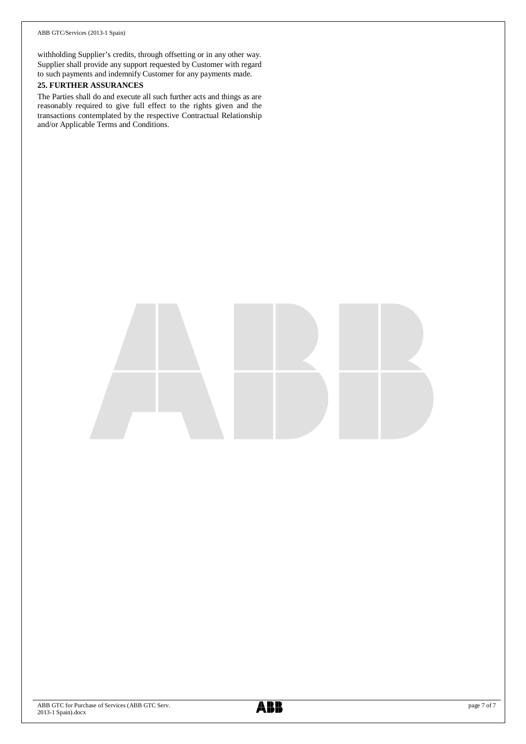withholding Supplier's credits, through offsetting or in any other way. Supplier shall provide any support requested by Customer with regard to such payments and indemnify Customer for any payments made.

**25. FURTHER ASSURANCES**

The Parties shall do and execute all such further acts and things as are reasonably required to give full effect to the rights given and the transactions contemplated by the respective Contractual Relationship and/or Applicable Terms and Conditions.